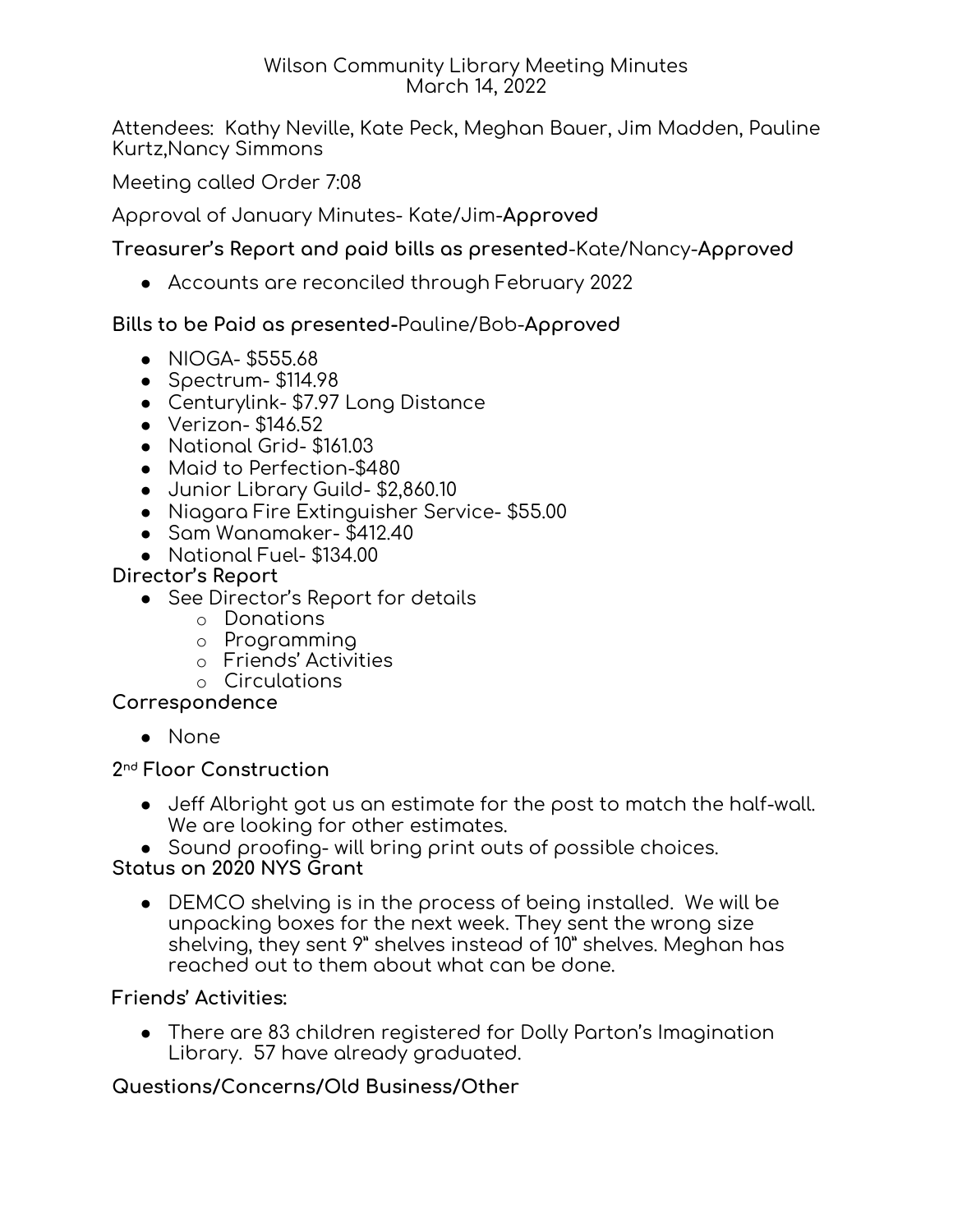Wilson Community Library Meeting Minutes
March 14, 2022

Attendees: Kathy Neville, Kate Peck, Meghan Bauer, Jim Madden, Pauline Kurtz,Nancy Simmons

Meeting called Order 7:08

Approval of January Minutes- Kate/Jim-**Approved**

**Treasurer's Report and paid bills as presented**-Kate/Nancy-**Approved**

- Accounts are reconciled through February 2022

**Bills to be Paid as presented**-Pauline/Bob-**Approved**

- NIOGA- $555.68
- Spectrum- $114.98
- Centurylink- $7.97 Long Distance
- Verizon- $146.52
- National Grid- $161.03
- Maid to Perfection-$480
- Junior Library Guild- $2,860.10
- Niagara Fire Extinguisher Service- $55.00
- Sam Wanamaker- $412.40
- National Fuel- $134.00

**Director's Report**

- See Director's Report for details
  - Donations
  - Programming
  - Friends' Activities
  - Circulations

**Correspondence**

- None

**2nd Floor Construction**

- Jeff Albright got us an estimate for the post to match the half-wall. We are looking for other estimates.
- Sound proofing- will bring print outs of possible choices.

**Status on 2020 NYS Grant**

- DEMCO shelving is in the process of being installed. We will be unpacking boxes for the next week. They sent the wrong size shelving, they sent 9" shelves instead of 10" shelves. Meghan has reached out to them about what can be done.

**Friends' Activities:**

- There are 83 children registered for Dolly Parton's Imagination Library. 57 have already graduated.

**Questions/Concerns/Old Business/Other**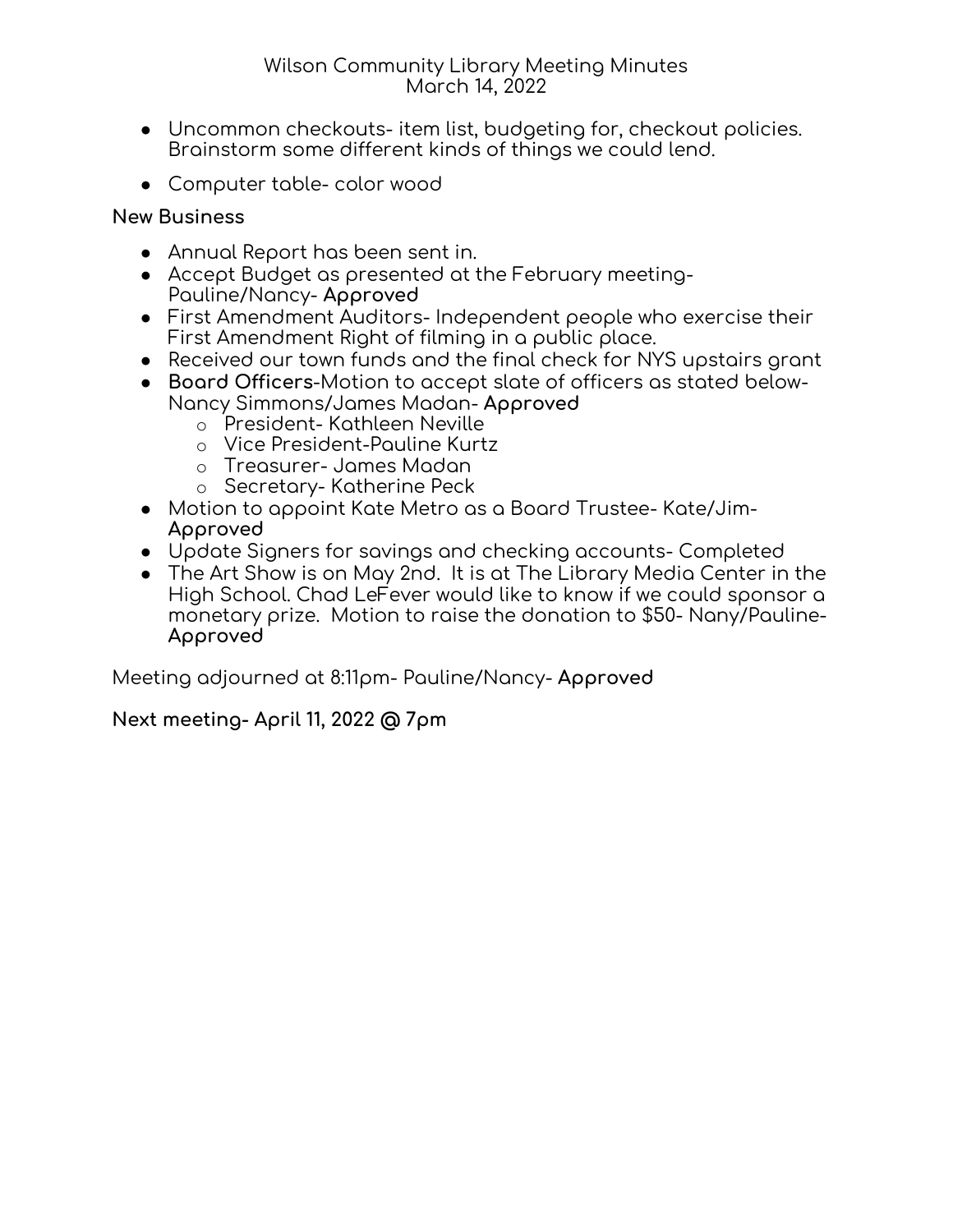- Uncommon checkouts- item list, budgeting for, checkout policies. Brainstorm some different kinds of things we could lend.
- Computer table- color wood

**New Business**

- Annual Report has been sent in.
- Accept Budget as presented at the February meeting- Pauline/Nancy- **Approved**
- First Amendment Auditors- Independent people who exercise their First Amendment Right of filming in a public place.
- Received our town funds and the final check for NYS upstairs grant
- **Board Officers**-Motion to accept slate of officers as stated below- Nancy Simmons/James Madan- **Approved**
    - President- Kathleen Neville
    - Vice President-Pauline Kurtz
    - Treasurer- James Madan
    - Secretary- Katherine Peck
- Motion to appoint Kate Metro as a Board Trustee- Kate/Jim- **Approved**
- Update Signers for savings and checking accounts- Completed
- The Art Show is on May 2nd. It is at The Library Media Center in the High School. Chad LeFever would like to know if we could sponsor a monetary prize. Motion to raise the donation to $50- Nany/Pauline- **Approved**

Meeting adjourned at 8:11pm- Pauline/Nancy- **Approved**

**Next meeting- April 11, 2022 @ 7pm**